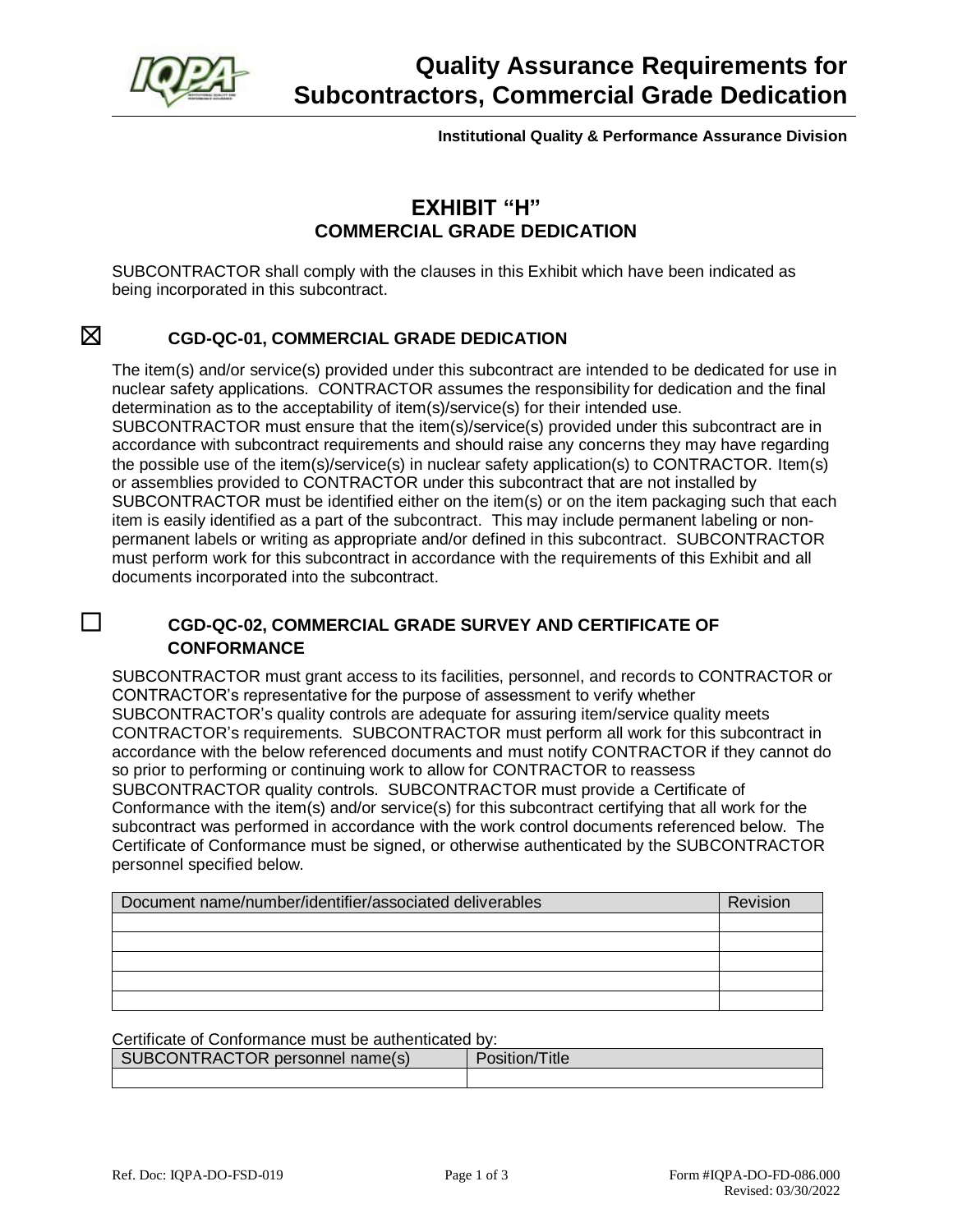# Quality Assurance Requirements for Subcontractors, Commercial Grade Dedication

**Institutional Quality & Performance Assurance Division**

## EXHIBIT "H"
## COMMERCIAL GRADE DEDICATION

SUBCONTRACTOR shall comply with the clauses in this Exhibit which have been indicated as being incorporated in this subcontract.

### ☒ CGD-QC-01, COMMERCIAL GRADE DEDICATION

The item(s) and/or service(s) provided under this subcontract are intended to be dedicated for use in nuclear safety applications. CONTRACTOR assumes the responsibility for dedication and the final determination as to the acceptability of item(s)/service(s) for their intended use. SUBCONTRACTOR must ensure that the item(s)/service(s) provided under this subcontract are in accordance with subcontract requirements and should raise any concerns they may have regarding the possible use of the item(s)/service(s) in nuclear safety application(s) to CONTRACTOR. Item(s) or assemblies provided to CONTRACTOR under this subcontract that are not installed by SUBCONTRACTOR must be identified either on the item(s) or on the item packaging such that each item is easily identified as a part of the subcontract. This may include permanent labeling or non-permanent labels or writing as appropriate and/or defined in this subcontract. SUBCONTRACTOR must perform work for this subcontract in accordance with the requirements of this Exhibit and all documents incorporated into the subcontract.

### ☐ CGD-QC-02, COMMERCIAL GRADE SURVEY AND CERTIFICATE OF CONFORMANCE

SUBCONTRACTOR must grant access to its facilities, personnel, and records to CONTRACTOR or CONTRACTOR's representative for the purpose of assessment to verify whether SUBCONTRACTOR's quality controls are adequate for assuring item/service quality meets CONTRACTOR's requirements. SUBCONTRACTOR must perform all work for this subcontract in accordance with the below referenced documents and must notify CONTRACTOR if they cannot do so prior to performing or continuing work to allow for CONTRACTOR to reassess SUBCONTRACTOR quality controls. SUBCONTRACTOR must provide a Certificate of Conformance with the item(s) and/or service(s) for this subcontract certifying that all work for the subcontract was performed in accordance with the work control documents referenced below. The Certificate of Conformance must be signed, or otherwise authenticated by the SUBCONTRACTOR personnel specified below.

| Document name/number/identifier/associated deliverables | Revision |
|---|---|
| | |
| | |
| | |
| | |
| | |

Certificate of Conformance must be authenticated by:

| SUBCONTRACTOR personnel name(s) | Position/Title |
|---|---|
| | |

Ref. Doc: IQPA-DO-FSD-019

Form #IQPA-DO-FD-086.000
Revised: 03/30/2022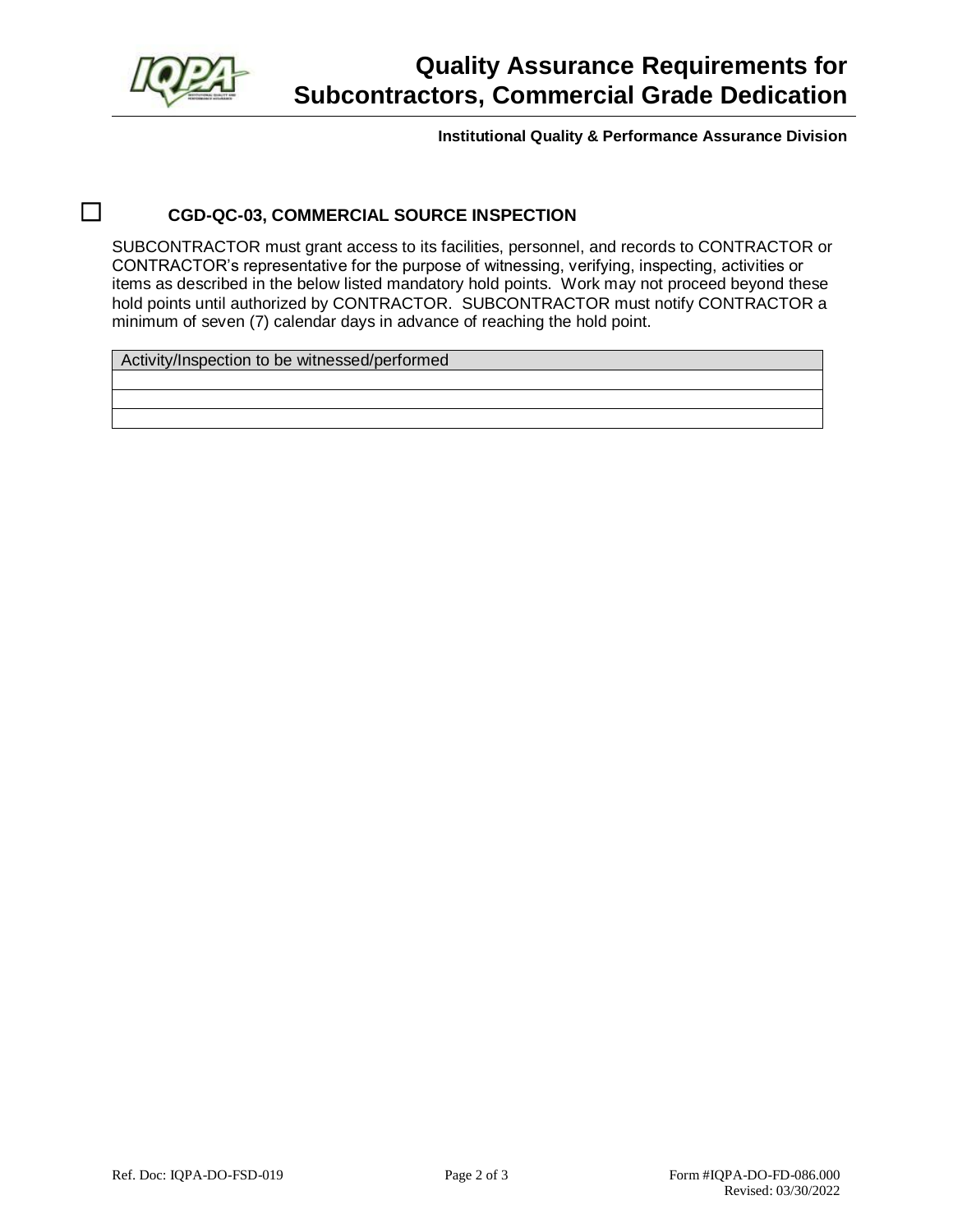☐ **CGD-QC-03, COMMERCIAL SOURCE INSPECTION**

SUBCONTRACTOR must grant access to its facilities, personnel, and records to CONTRACTOR or CONTRACTOR's representative for the purpose of witnessing, verifying, inspecting, activities or items as described in the below listed mandatory hold points. Work may not proceed beyond these hold points until authorized by CONTRACTOR. SUBCONTRACTOR must notify CONTRACTOR a minimum of seven (7) calendar days in advance of reaching the hold point.

| Activity/Inspection to be witnessed/performed |
| --- |
| |
| |
| |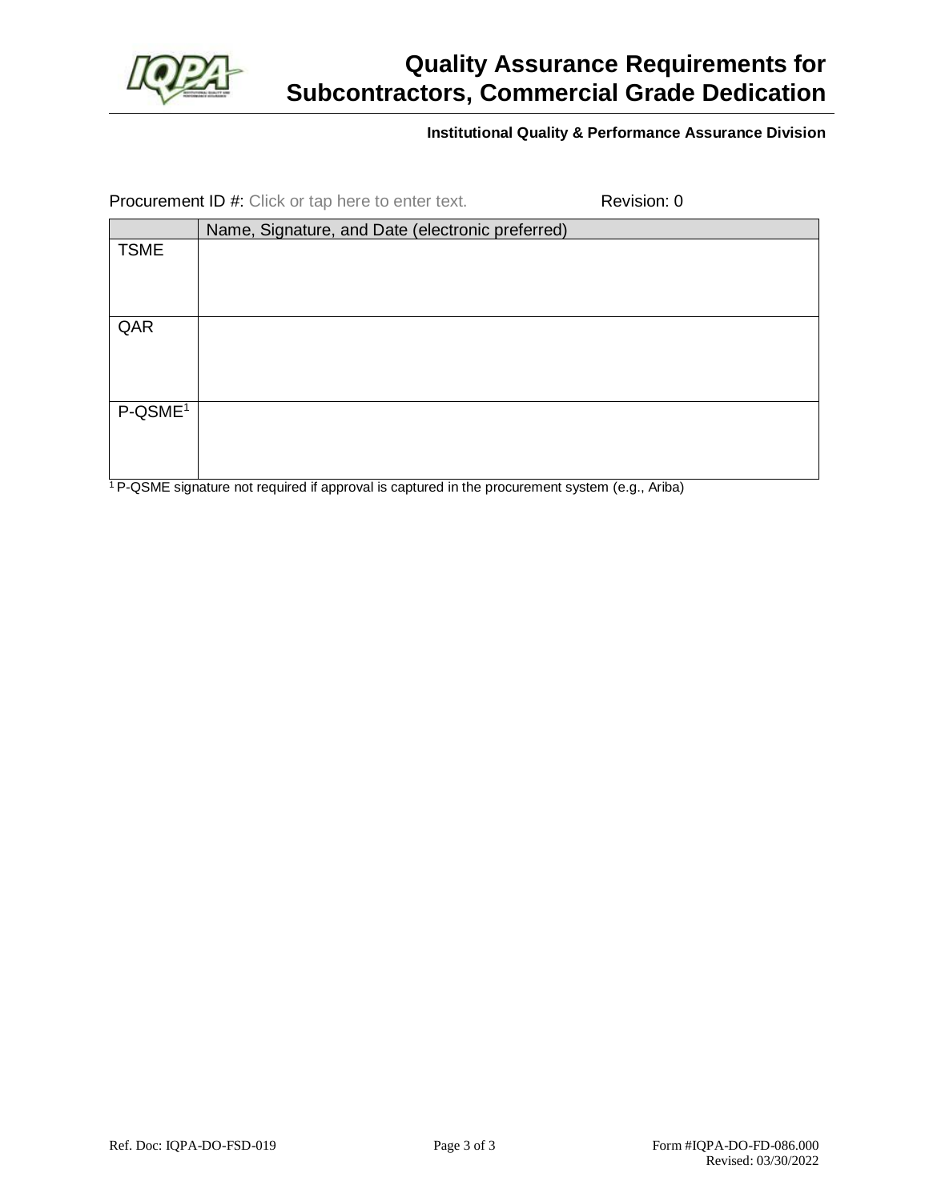Procurement ID #: Click or tap here to enter text. Revision: 0

| | Name, Signature, and Date (electronic preferred) |
|---|---|
| TSME | |
| QAR | |
| P-QSME[1] | |

[1] P-QSME signature not required if approval is captured in the procurement system (e.g., Ariba)